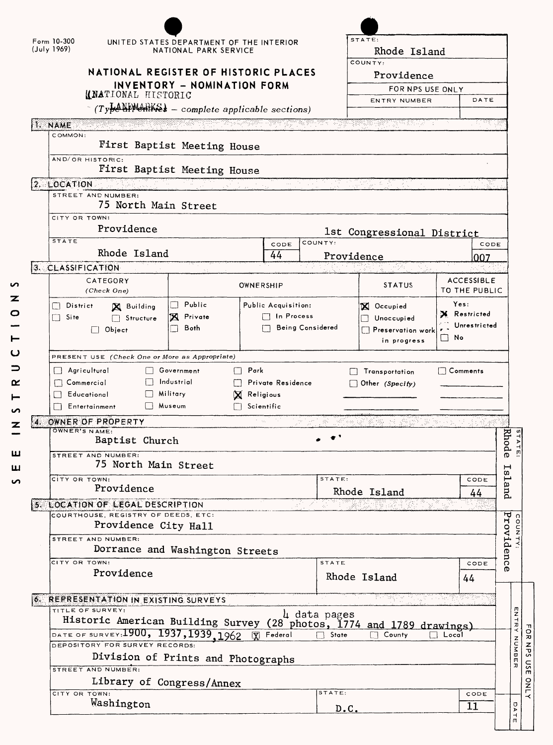Form 10-300
(July 1969)

UNITED STATES DEPARTMENT OF THE INTERIOR
NATIONAL PARK SERVICE

# NATIONAL REGISTER OF HISTORIC PLACES INVENTORY - NOMINATION FORM

(NATIONAL HISTORIC LANDMARKS)

*(Type all entries – complete applicable sections)*

| STATE: | |
|---|---|
| Rhode Island | |
| COUNTY: | |
| Providence | |
| FOR NPS USE ONLY | |
| ENTRY NUMBER | DATE |
| | |

## 1. NAME

COMMON:
First Baptist Meeting House

AND/OR HISTORIC:
First Baptist Meeting House

## 2. LOCATION

STREET AND NUMBER:
75 North Main Street

CITY OR TOWN:
Providence — 1st Congressional District

| STATE | CODE | COUNTY: | CODE |
|---|---|---|---|
| Rhode Island | 44 | Providence | 007 |

## 3. CLASSIFICATION

| CATEGORY (Check One) | OWNERSHIP | | STATUS | ACCESSIBLE TO THE PUBLIC |
|---|---|---|---|---|
| ☐ District ☒ Building ☐ Site ☐ Structure ☐ Object | ☐ Public ☒ Private ☐ Both | Public Acquisition: ☐ In Process ☐ Being Considered | ☒ Occupied ☐ Unoccupied ☐ Preservation work in progress | Yes: ☒ Restricted ☐ Unrestricted ☐ No |

PRESENT USE *(Check One or More as Appropriate)*

| | | | | |
|---|---|---|---|---|
| ☐ Agricultural | ☐ Government | ☐ Park | ☐ Transportation | ☐ Comments |
| ☐ Commercial | ☐ Industrial | ☐ Private Residence | ☐ Other *(Specify)* | |
| ☐ Educational | ☐ Military | ☒ Religious | | |
| ☐ Entertainment | ☐ Museum | ☐ Scientific | | |

## 4. OWNER OF PROPERTY

OWNER'S NAME:
Baptist Church

STREET AND NUMBER:
75 North Main Street

| CITY OR TOWN: | STATE: | CODE |
|---|---|---|
| Providence | Rhode Island | 44 |

## 5. LOCATION OF LEGAL DESCRIPTION

COURTHOUSE, REGISTRY OF DEEDS, ETC:
Providence City Hall

STREET AND NUMBER:
Dorrance and Washington Streets

| CITY OR TOWN: | STATE | CODE |
|---|---|---|
| Providence | Rhode Island | 44 |

## 6. REPRESENTATION IN EXISTING SURVEYS

TITLE OF SURVEY:
Historic American Building Survey (28 photos, 4 data pages, 1774 and 1789 drawings)

DATE OF SURVEY: 1900, 1937, 1939, 1962 ☒ Federal ☐ State ☐ County ☐ Local

DEPOSITORY FOR SURVEY RECORDS:
Division of Prints and Photographs

STREET AND NUMBER:
Library of Congress/Annex

| CITY OR TOWN: | STATE: | CODE |
|---|---|---|
| Washington | D.C. | 11 |

SEE INSTRUCTIONS

STATE: Rhode Island
COUNTY: Providence
FOR NPS USE ONLY — ENTRY NUMBER — DATE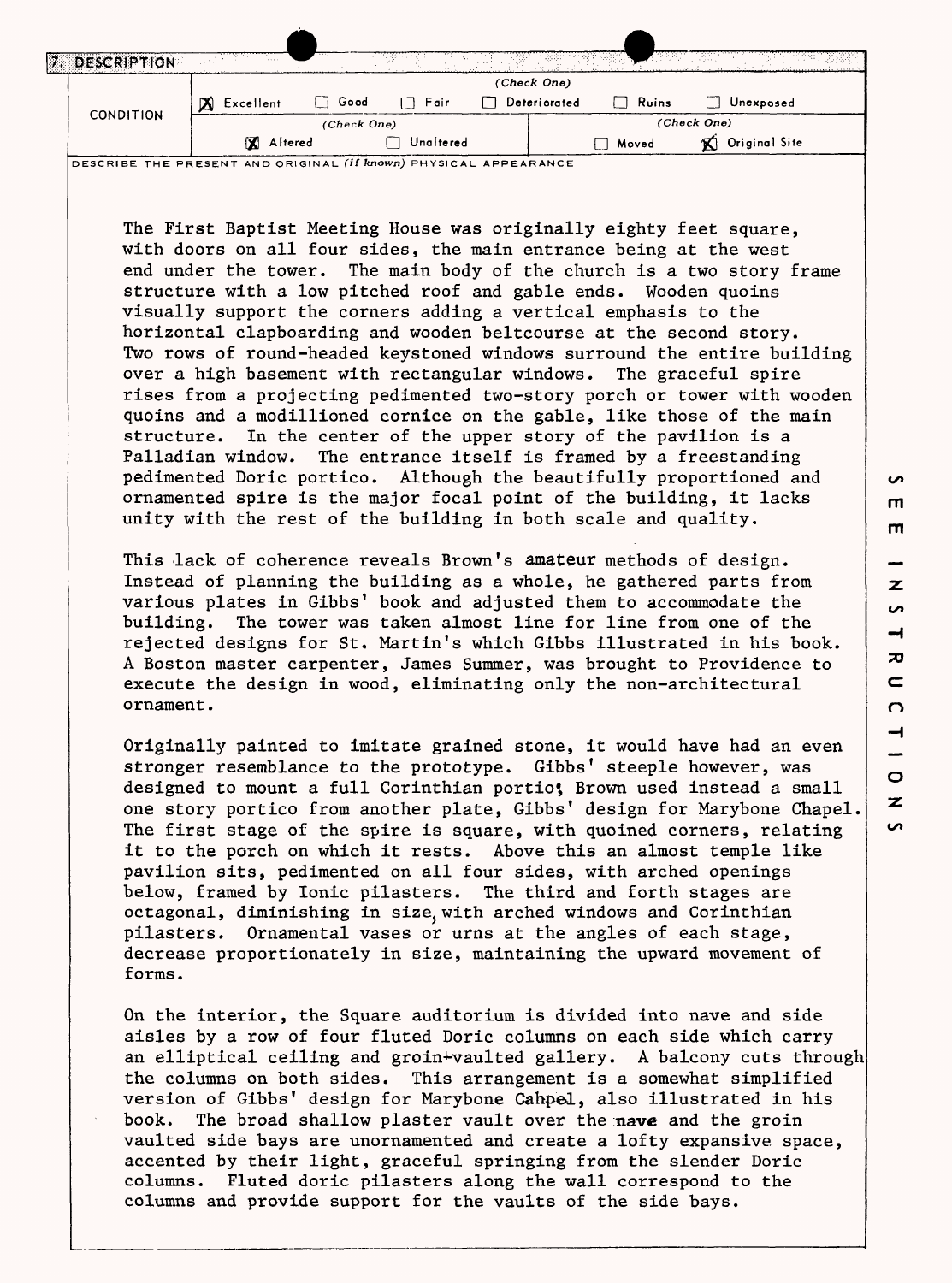## 7. DESCRIPTION

| CONDITION | (Check One) | | | | | |
|---|---|---|---|---|---|---|
| | [X] Excellent | [ ] Good | [ ] Fair | [ ] Deteriorated | [ ] Ruins | [ ] Unexposed |
| | (Check One) | | | (Check One) | | |
| | [X] Altered | [ ] Unaltered | | [ ] Moved | [X] Original Site | |

DESCRIBE THE PRESENT AND ORIGINAL *(if known)* PHYSICAL APPEARANCE

The First Baptist Meeting House was originally eighty feet square, with doors on all four sides, the main entrance being at the west end under the tower. The main body of the church is a two story frame structure with a low pitched roof and gable ends. Wooden quoins visually support the corners adding a vertical emphasis to the horizontal clapboarding and wooden beltcourse at the second story. Two rows of round-headed keystoned windows surround the entire building over a high basement with rectangular windows. The graceful spire rises from a projecting pedimented two-story porch or tower with wooden quoins and a modillioned cornice on the gable, like those of the main structure. In the center of the upper story of the pavilion is a Palladian window. The entrance itself is framed by a freestanding pedimented Doric portico. Although the beautifully proportioned and ornamented spire is the major focal point of the building, it lacks unity with the rest of the building in both scale and quality.

This lack of coherence reveals Brown's amateur methods of design. Instead of planning the building as a whole, he gathered parts from various plates in Gibbs' book and adjusted them to accommodate the building. The tower was taken almost line for line from one of the rejected designs for St. Martin's which Gibbs illustrated in his book. A Boston master carpenter, James Summer, was brought to Providence to execute the design in wood, eliminating only the non-architectural ornament.

Originally painted to imitate grained stone, it would have had an even stronger resemblance to the prototype. Gibbs' steeple however, was designed to mount a full Corinthian portio; Brown used instead a small one story portico from another plate, Gibbs' design for Marybone Chapel. The first stage of the spire is square, with quoined corners, relating it to the porch on which it rests. Above this an almost temple like pavilion sits, pedimented on all four sides, with arched openings below, framed by Ionic pilasters. The third and forth stages are octagonal, diminishing in size, with arched windows and Corinthian pilasters. Ornamental vases or urns at the angles of each stage, decrease proportionately in size, maintaining the upward movement of forms.

On the interior, the Square auditorium is divided into nave and side aisles by a row of four fluted Doric columns on each side which carry an elliptical ceiling and groin-vaulted gallery. A balcony cuts through the columns on both sides. This arrangement is a somewhat simplified version of Gibbs' design for Marybone Cahpel, also illustrated in his book. The broad shallow plaster vault over the nave and the groin vaulted side bays are unornamented and create a lofty expansive space, accented by their light, graceful springing from the slender Doric columns. Fluted doric pilasters along the wall correspond to the columns and provide support for the vaults of the side bays.

SEE INSTRUCTIONS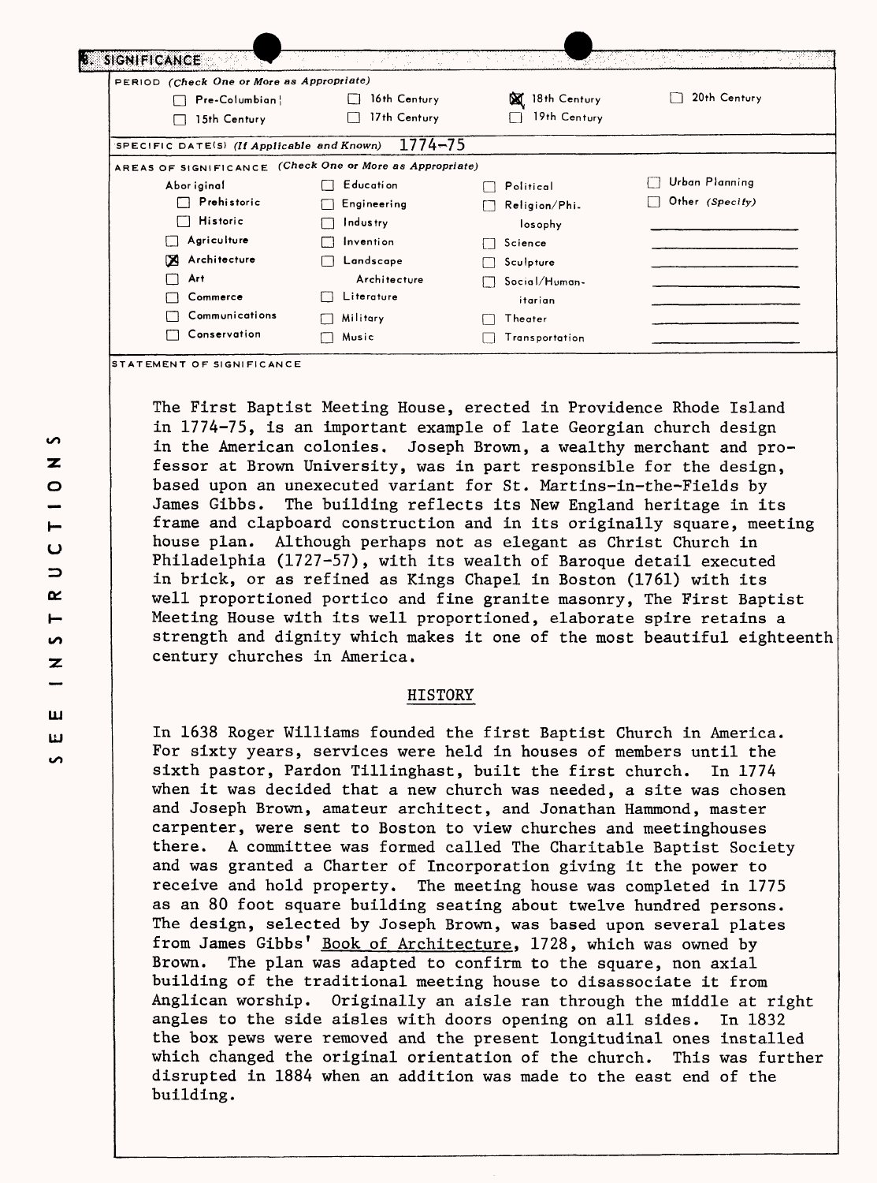## 8. SIGNIFICANCE

**PERIOD** *(Check One or More as Appropriate)*

| | | | |
|---|---|---|---|
| ☐ Pre-Columbian | ☐ 16th Century | ☒ 18th Century | ☐ 20th Century |
| ☐ 15th Century | ☐ 17th Century | ☐ 19th Century | |

**SPECIFIC DATE(S)** *(If Applicable and Known)* 1774-75

**AREAS OF SIGNIFICANCE** *(Check One or More as Appropriate)*

| | | | |
|---|---|---|---|
| Aboriginal | ☐ Education | ☐ Political | ☐ Urban Planning |
| ☐ Prehistoric | ☐ Engineering | ☐ Religion/Philosophy | ☐ Other *(Specify)* |
| ☐ Historic | ☐ Industry | ☐ Science | |
| ☐ Agriculture | ☐ Invention | ☐ Sculpture | |
| ☒ Architecture | ☐ Landscape Architecture | ☐ Social/Humanitarian | |
| ☐ Art | ☐ Literature | ☐ Theater | |
| ☐ Commerce | ☐ Military | ☐ Transportation | |
| ☐ Communications | ☐ Music | | |
| ☐ Conservation | | | |

**STATEMENT OF SIGNIFICANCE**

The First Baptist Meeting House, erected in Providence Rhode Island in 1774-75, is an important example of late Georgian church design in the American colonies. Joseph Brown, a wealthy merchant and professor at Brown University, was in part responsible for the design, based upon an unexecuted variant for St. Martins-in-the-Fields by James Gibbs. The building reflects its New England heritage in its frame and clapboard construction and in its originally square, meeting house plan. Although perhaps not as elegant as Christ Church in Philadelphia (1727-57), with its wealth of Baroque detail executed in brick, or as refined as Kings Chapel in Boston (1761) with its well proportioned portico and fine granite masonry, The First Baptist Meeting House with its well proportioned, elaborate spire retains a strength and dignity which makes it one of the most beautiful eighteenth century churches in America.

### HISTORY

In 1638 Roger Williams founded the first Baptist Church in America. For sixty years, services were held in houses of members until the sixth pastor, Pardon Tillinghast, built the first church. In 1774 when it was decided that a new church was needed, a site was chosen and Joseph Brown, amateur architect, and Jonathan Hammond, master carpenter, were sent to Boston to view churches and meetinghouses there. A committee was formed called The Charitable Baptist Society and was granted a Charter of Incorporation giving it the power to receive and hold property. The meeting house was completed in 1775 as an 80 foot square building seating about twelve hundred persons. The design, selected by Joseph Brown, was based upon several plates from James Gibbs' Book of Architecture, 1728, which was owned by Brown. The plan was adapted to confirm to the square, non axial building of the traditional meeting house to disassociate it from Anglican worship. Originally an aisle ran through the middle at right angles to the side aisles with doors opening on all sides. In 1832 the box pews were removed and the present longitudinal ones installed which changed the original orientation of the church. This was further disrupted in 1884 when an addition was made to the east end of the building.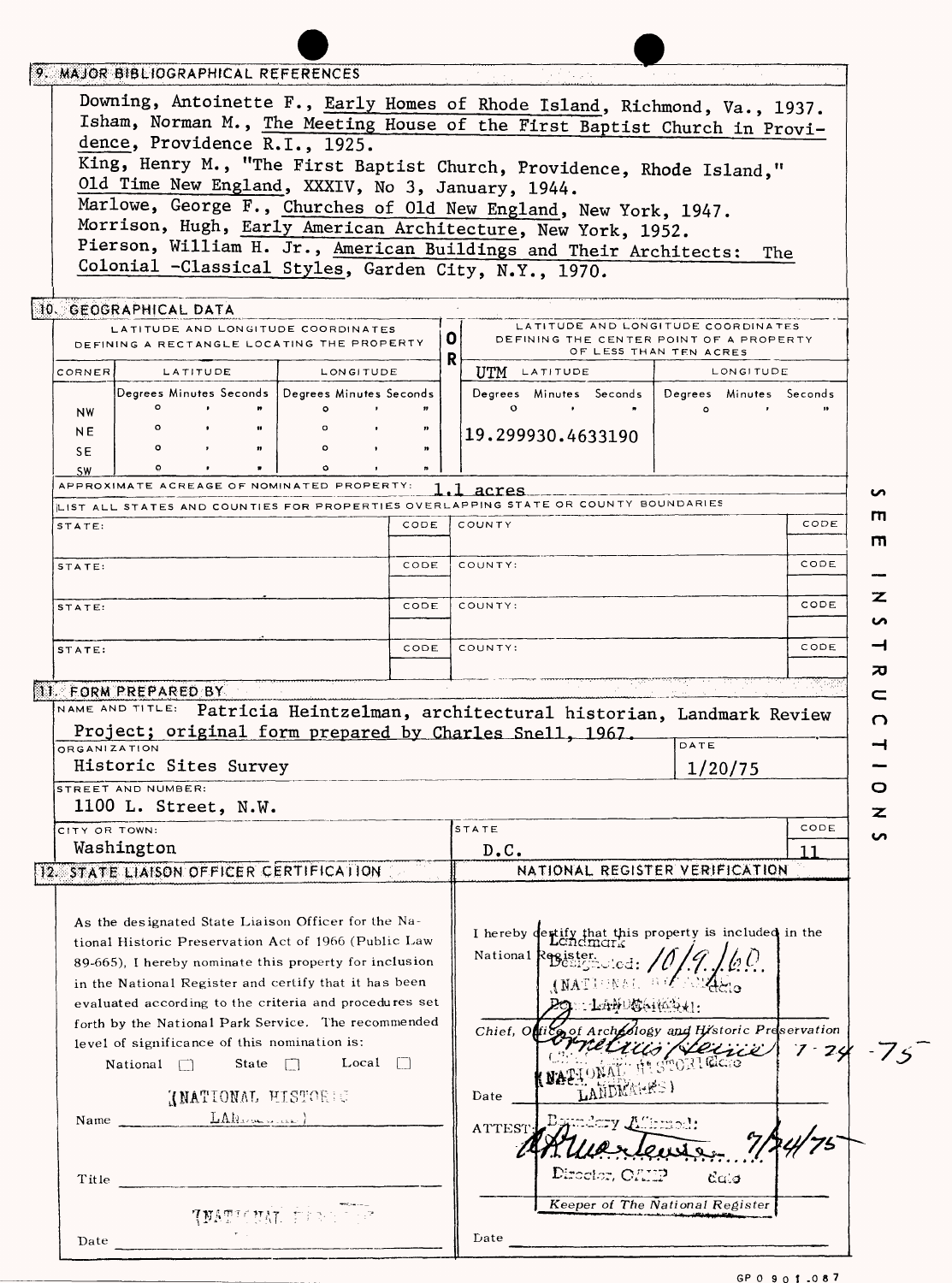## 9. MAJOR BIBLIOGRAPHICAL REFERENCES

Downing, Antoinette F., Early Homes of Rhode Island, Richmond, Va., 1937.
Isham, Norman M., The Meeting House of the First Baptist Church in Providence, Providence R.I., 1925.
King, Henry M., "The First Baptist Church, Providence, Rhode Island," Old Time New England, XXXIV, No 3, January, 1944.
Marlowe, George F., Churches of Old New England, New York, 1947.
Morrison, Hugh, Early American Architecture, New York, 1952.
Pierson, William H. Jr., American Buildings and Their Architects: The Colonial -Classical Styles, Garden City, N.Y., 1970.

## 10. GEOGRAPHICAL DATA

| LATITUDE AND LONGITUDE COORDINATES DEFINING A RECTANGLE LOCATING THE PROPERTY | | | OR | LATITUDE AND LONGITUDE COORDINATES DEFINING THE CENTER POINT OF A PROPERTY OF LESS THAN TEN ACRES | |
|---|---|---|---|---|---|
| CORNER | LATITUDE | LONGITUDE | | UTM LATITUDE | LONGITUDE |
| | Degrees Minutes Seconds | Degrees Minutes Seconds | | Degrees Minutes Seconds | Degrees Minutes Seconds |
| NW | ° ' " | ° ' " | | ° ' " | ° ' " |
| NE | ° ' " | ° ' " | | 19.299930.4633190 | |
| SE | ° ' " | ° ' " | | | |
| SW | ° ' " | ° ' " | | | |

APPROXIMATE ACREAGE OF NOMINATED PROPERTY: 1.1 acres

LIST ALL STATES AND COUNTIES FOR PROPERTIES OVERLAPPING STATE OR COUNTY BOUNDARIES

| STATE: | CODE | COUNTY | CODE |
|---|---|---|---|
| STATE: | CODE | COUNTY: | CODE |
| STATE: | CODE | COUNTY: | CODE |
| STATE: | CODE | COUNTY: | CODE |

## 11. FORM PREPARED BY

NAME AND TITLE: Patricia Heintzelman, architectural historian, Landmark Review Project; original form prepared by Charles Snell, 1967.

ORGANIZATION: Historic Sites Survey

DATE: 1/20/75

STREET AND NUMBER: 1100 L. Street, N.W.

CITY OR TOWN: Washington

STATE: D.C.

CODE: 11

## 12. STATE LIAISON OFFICER CERTIFICATION

As the designated State Liaison Officer for the National Historic Preservation Act of 1966 (Public Law 89-665), I hereby nominate this property for inclusion in the National Register and certify that it has been evaluated according to the criteria and procedures set forth by the National Park Service. The recommended level of significance of this nomination is:

National ☐ State ☐ Local ☐

(NATIONAL HISTORIC LANDMARK)

Name

Title

(NATIONAL HISTORIC

Date

## NATIONAL REGISTER VERIFICATION

I hereby certify that this property is included in the National Register.

Landmark Designated: 10/9/60
(NATIONAL HISTORIC LANDMARK)
Boundary Certified:

Chief, Office of Archeology and Historic Preservation

Cornelius Heine 7-24-75
(NATIONAL HISTORIC LANDMARKS)

Date

ATTEST: Boundary Affirmed:

[signature] 7/24/75

Director, OAHP date

Keeper of The National Register

Date

SEE INSTRUCTIONS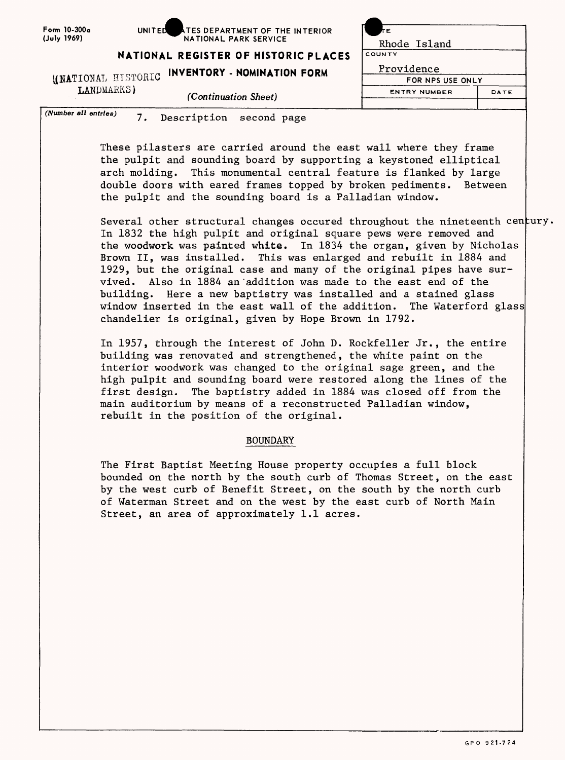Form 10-300a
(July 1969)

UNITED STATES DEPARTMENT OF THE INTERIOR
NATIONAL PARK SERVICE

**NATIONAL REGISTER OF HISTORIC PLACES**
**INVENTORY - NOMINATION FORM**
(NATIONAL HISTORIC LANDMARKS)
*(Continuation Sheet)*

| STATE | |
|---|---|
| Rhode Island | |
| COUNTY | |
| Providence | |
| FOR NPS USE ONLY | |
| ENTRY NUMBER | DATE |
| | |

*(Number all entries)*

7. Description second page

These pilasters are carried around the east wall where they frame the pulpit and sounding board by supporting a keystoned elliptical arch molding. This monumental central feature is flanked by large double doors with eared frames topped by broken pediments. Between the pulpit and the sounding board is a Palladian window.

Several other structural changes occured throughout the nineteenth century. In 1832 the high pulpit and original square pews were removed and the woodwork was painted white. In 1834 the organ, given by Nicholas Brown II, was installed. This was enlarged and rebuilt in 1884 and 1929, but the original case and many of the original pipes have survived. Also in 1884 an addition was made to the east end of the building. Here a new baptistry was installed and a stained glass window inserted in the east wall of the addition. The Waterford glass chandelier is original, given by Hope Brown in 1792.

In 1957, through the interest of John D. Rockfeller Jr., the entire building was renovated and strengthened, the white paint on the interior woodwork was changed to the original sage green, and the high pulpit and sounding board were restored along the lines of the first design. The baptistry added in 1884 was closed off from the main auditorium by means of a reconstructed Palladian window, rebuilt in the position of the original.

## BOUNDARY

The First Baptist Meeting House property occupies a full block bounded on the north by the south curb of Thomas Street, on the east by the west curb of Benefit Street, on the south by the north curb of Waterman Street and on the west by the east curb of North Main Street, an area of approximately 1.1 acres.

GPO 921-724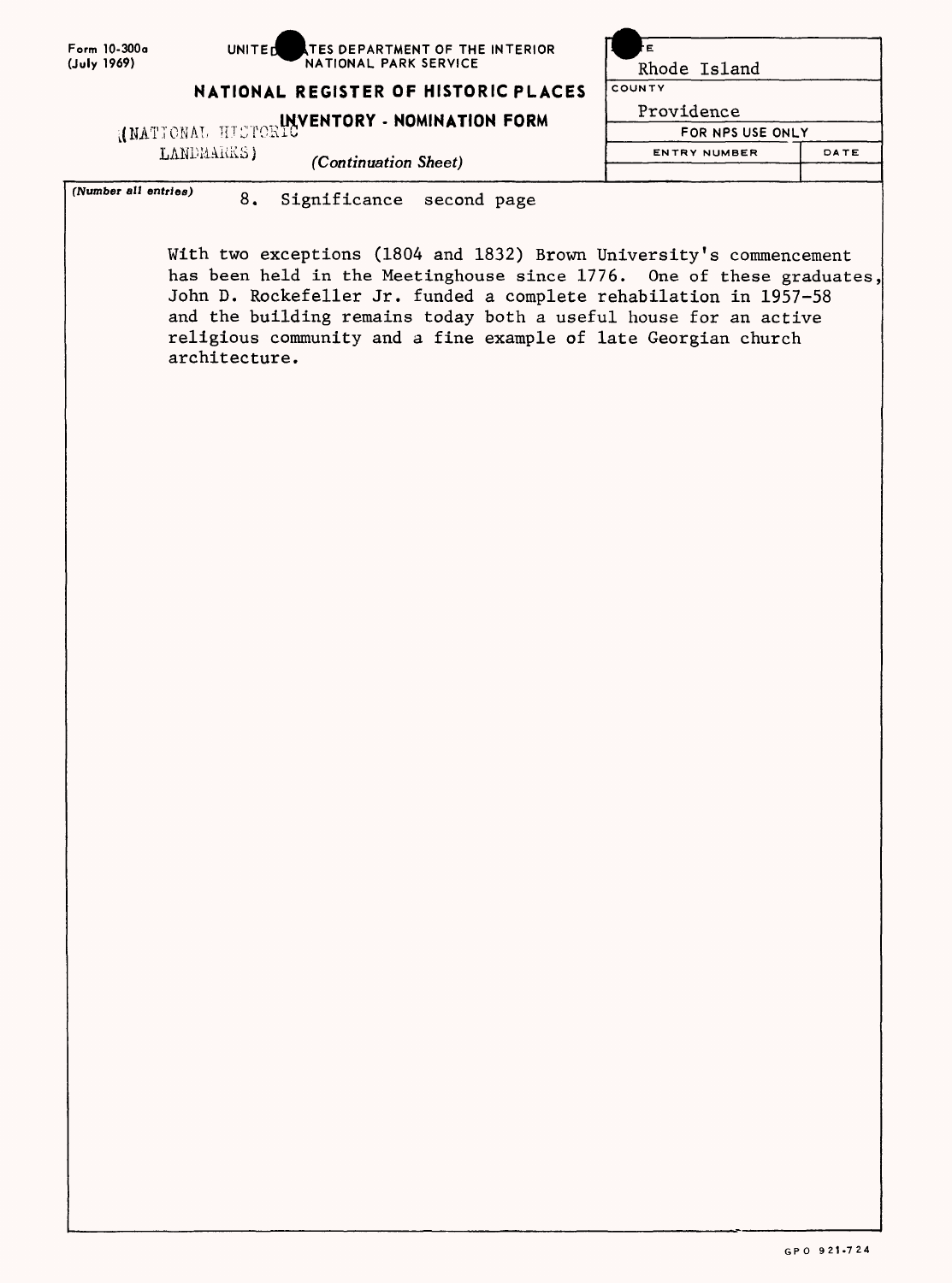Form 10-300a
(July 1969)

UNITED STATES DEPARTMENT OF THE INTERIOR
NATIONAL PARK SERVICE

**NATIONAL REGISTER OF HISTORIC PLACES**

(NATIONAL HISTORIC LANDMARKS) **INVENTORY - NOMINATION FORM**

*(Continuation Sheet)*

| STATE | |
|---|---|
| Rhode Island | |
| COUNTY | |
| Providence | |
| FOR NPS USE ONLY | |
| ENTRY NUMBER | DATE |
| | |

*(Number all entries)*

8. Significance second page

With two exceptions (1804 and 1832) Brown University's commencement has been held in the Meetinghouse since 1776. One of these graduates, John D. Rockefeller Jr. funded a complete rehabilitation in 1957-58 and the building remains today both a useful house for an active religious community and a fine example of late Georgian church architecture.

GPO 921-724